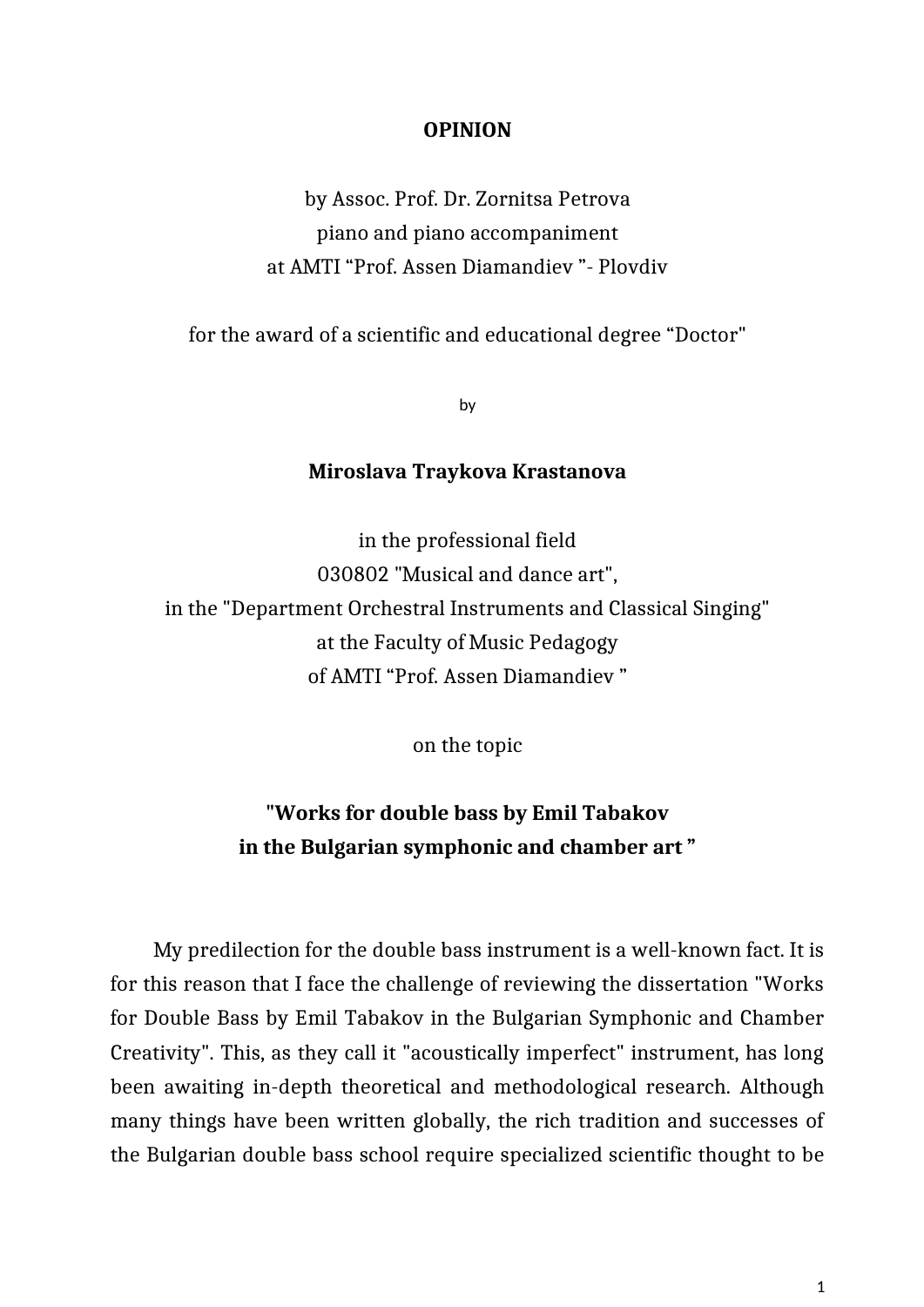# OPINION

by Assoc. Prof. Dr. Zornitsa Petrova
piano and piano accompaniment
at AMTI “Prof. Assen Diamandiev ”- Plovdiv

for the award of a scientific and educational degree “Doctor"

by

**Miroslava Traykova Krastanova**

in the professional field
030802 "Musical and dance art",
in the "Department Orchestral Instruments and Classical Singing"
at the Faculty of Music Pedagogy
of AMTI “Prof. Assen Diamandiev ”

on the topic

**"Works for double bass by Emil Tabakov**
**in the Bulgarian symphonic and chamber art ”**

My predilection for the double bass instrument is a well-known fact. It is for this reason that I face the challenge of reviewing the dissertation "Works for Double Bass by Emil Tabakov in the Bulgarian Symphonic and Chamber Creativity". This, as they call it "acoustically imperfect" instrument, has long been awaiting in-depth theoretical and methodological research. Although many things have been written globally, the rich tradition and successes of the Bulgarian double bass school require specialized scientific thought to be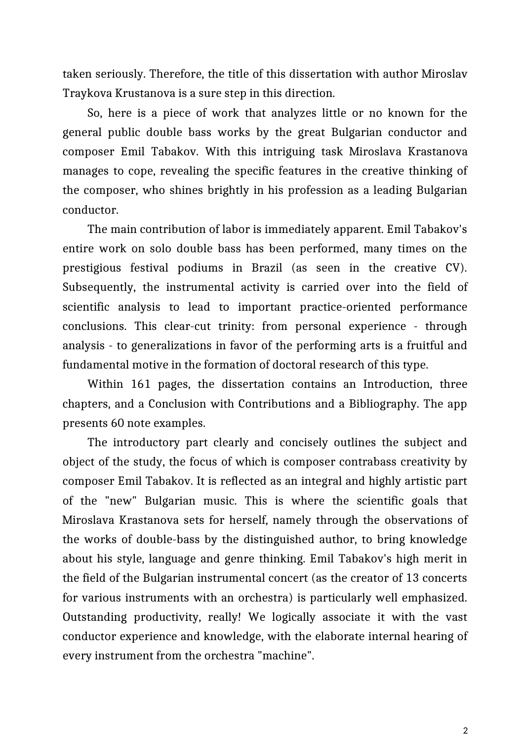taken seriously. Therefore, the title of this dissertation with author Miroslav Traykova Krustanova is a sure step in this direction.

So, here is a piece of work that analyzes little or no known for the general public double bass works by the great Bulgarian conductor and composer Emil Tabakov. With this intriguing task Miroslava Krastanova manages to cope, revealing the specific features in the creative thinking of the composer, who shines brightly in his profession as a leading Bulgarian conductor.

The main contribution of labor is immediately apparent. Emil Tabakov's entire work on solo double bass has been performed, many times on the prestigious festival podiums in Brazil (as seen in the creative CV). Subsequently, the instrumental activity is carried over into the field of scientific analysis to lead to important practice-oriented performance conclusions. This clear-cut trinity: from personal experience - through analysis - to generalizations in favor of the performing arts is a fruitful and fundamental motive in the formation of doctoral research of this type.

Within 161 pages, the dissertation contains an Introduction, three chapters, and a Conclusion with Contributions and a Bibliography. The app presents 60 note examples.

The introductory part clearly and concisely outlines the subject and object of the study, the focus of which is composer contrabass creativity by composer Emil Tabakov. It is reflected as an integral and highly artistic part of the "new" Bulgarian music. This is where the scientific goals that Miroslava Krastanova sets for herself, namely through the observations of the works of double-bass by the distinguished author, to bring knowledge about his style, language and genre thinking. Emil Tabakov's high merit in the field of the Bulgarian instrumental concert (as the creator of 13 concerts for various instruments with an orchestra) is particularly well emphasized. Outstanding productivity, really! We logically associate it with the vast conductor experience and knowledge, with the elaborate internal hearing of every instrument from the orchestra "machine".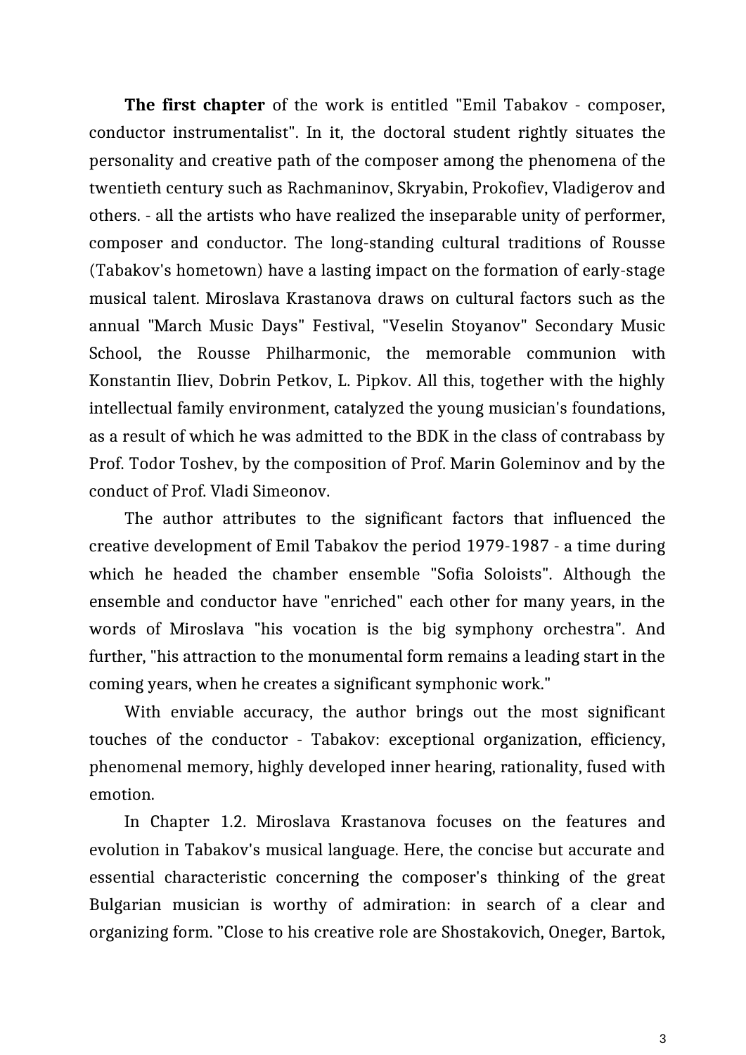**The first chapter** of the work is entitled "Emil Tabakov - composer, conductor instrumentalist". In it, the doctoral student rightly situates the personality and creative path of the composer among the phenomena of the twentieth century such as Rachmaninov, Skryabin, Prokofiev, Vladigerov and others. - all the artists who have realized the inseparable unity of performer, composer and conductor. The long-standing cultural traditions of Rousse (Tabakov's hometown) have a lasting impact on the formation of early-stage musical talent. Miroslava Krastanova draws on cultural factors such as the annual "March Music Days" Festival, "Veselin Stoyanov" Secondary Music School, the Rousse Philharmonic, the memorable communion with Konstantin Iliev, Dobrin Petkov, L. Pipkov. All this, together with the highly intellectual family environment, catalyzed the young musician's foundations, as a result of which he was admitted to the BDK in the class of contrabass by Prof. Todor Toshev, by the composition of Prof. Marin Goleminov and by the conduct of Prof. Vladi Simeonov.

The author attributes to the significant factors that influenced the creative development of Emil Tabakov the period 1979-1987 - a time during which he headed the chamber ensemble "Sofia Soloists". Although the ensemble and conductor have "enriched" each other for many years, in the words of Miroslava "his vocation is the big symphony orchestra". And further, "his attraction to the monumental form remains a leading start in the coming years, when he creates a significant symphonic work."

With enviable accuracy, the author brings out the most significant touches of the conductor - Tabakov: exceptional organization, efficiency, phenomenal memory, highly developed inner hearing, rationality, fused with emotion.

In Chapter 1.2. Miroslava Krastanova focuses on the features and evolution in Tabakov's musical language. Here, the concise but accurate and essential characteristic concerning the composer's thinking of the great Bulgarian musician is worthy of admiration: in search of a clear and organizing form. "Close to his creative role are Shostakovich, Oneger, Bartok,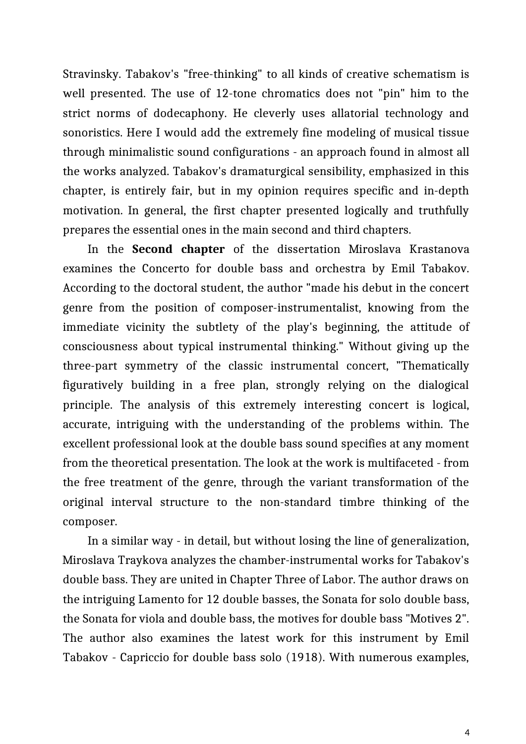Stravinsky. Tabakov's "free-thinking" to all kinds of creative schematism is well presented. The use of 12-tone chromatics does not "pin" him to the strict norms of dodecaphony. He cleverly uses allatorial technology and sonoristics. Here I would add the extremely fine modeling of musical tissue through minimalistic sound configurations - an approach found in almost all the works analyzed. Tabakov's dramaturgical sensibility, emphasized in this chapter, is entirely fair, but in my opinion requires specific and in-depth motivation. In general, the first chapter presented logically and truthfully prepares the essential ones in the main second and third chapters.

In the **Second chapter** of the dissertation Miroslava Krastanova examines the Concerto for double bass and orchestra by Emil Tabakov. According to the doctoral student, the author "made his debut in the concert genre from the position of composer-instrumentalist, knowing from the immediate vicinity the subtlety of the play's beginning, the attitude of consciousness about typical instrumental thinking." Without giving up the three-part symmetry of the classic instrumental concert, "Thematically figuratively building in a free plan, strongly relying on the dialogical principle. The analysis of this extremely interesting concert is logical, accurate, intriguing with the understanding of the problems within. The excellent professional look at the double bass sound specifies at any moment from the theoretical presentation. The look at the work is multifaceted - from the free treatment of the genre, through the variant transformation of the original interval structure to the non-standard timbre thinking of the composer.

In a similar way - in detail, but without losing the line of generalization, Miroslava Traykova analyzes the chamber-instrumental works for Tabakov's double bass. They are united in Chapter Three of Labor. The author draws on the intriguing Lamento for 12 double basses, the Sonata for solo double bass, the Sonata for viola and double bass, the motives for double bass "Motives 2". The author also examines the latest work for this instrument by Emil Tabakov - Capriccio for double bass solo (1918). With numerous examples,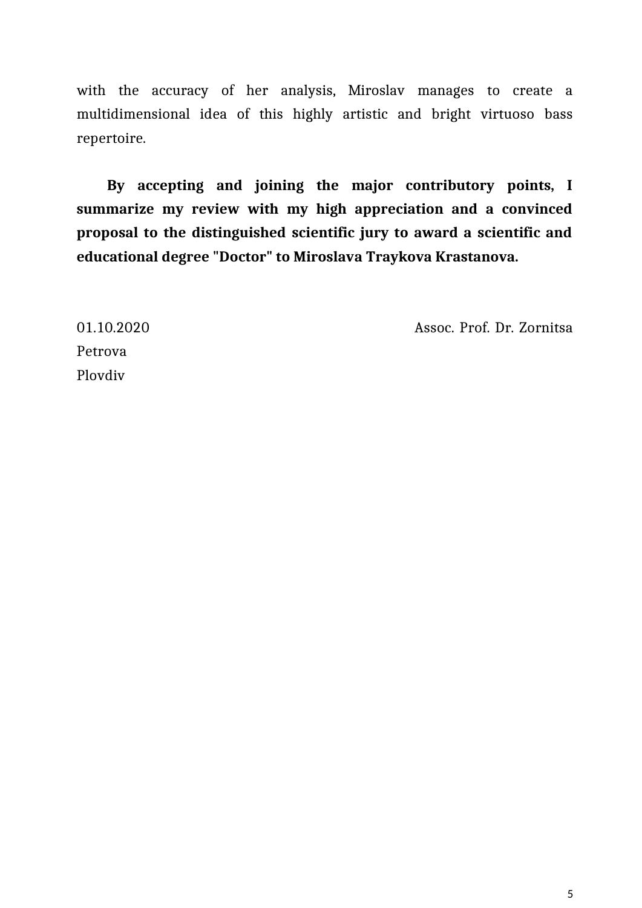with the accuracy of her analysis, Miroslav manages to create a multidimensional idea of this highly artistic and bright virtuoso bass repertoire.

**By accepting and joining the major contributory points, I summarize my review with my high appreciation and a convinced proposal to the distinguished scientific jury to award a scientific and educational degree "Doctor" to Miroslava Traykova Krastanova.**

01.10.2020 Assoc. Prof. Dr. Zornitsa

Petrova

Plovdiv